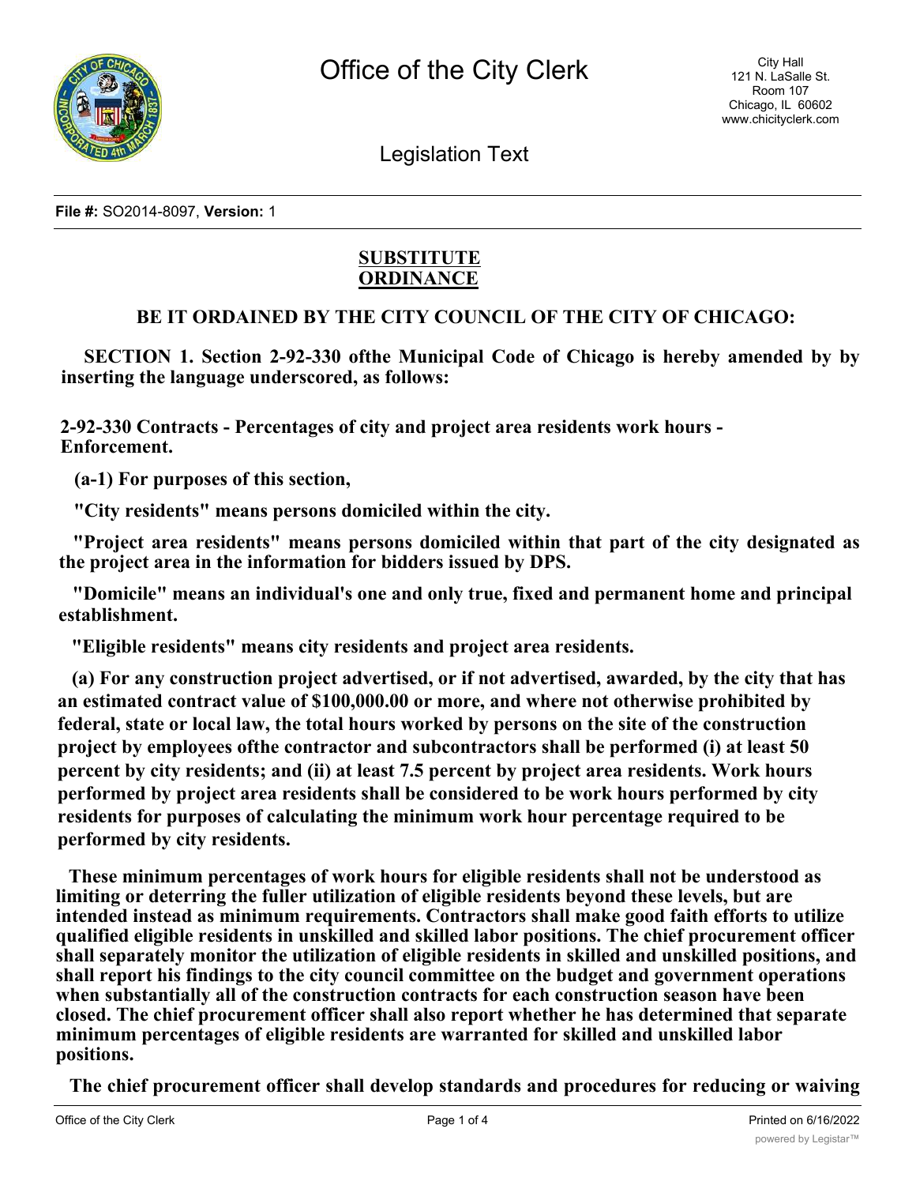# Office of the City Clerk

City Hall
121 N. LaSalle St.
Room 107
Chicago, IL 60602
www.chicityclerk.com

## Legislation Text

**File #:** SO2014-8097, **Version:** 1

**SUBSTITUTE ORDINANCE**

**BE IT ORDAINED BY THE CITY COUNCIL OF THE CITY OF CHICAGO:**

**SECTION 1. Section 2-92-330 ofthe Municipal Code of Chicago is hereby amended by by inserting the language underscored, as follows:**

**2-92-330 Contracts - Percentages of city and project area residents work hours - Enforcement.**

**(a-1) For purposes of this section,**

**"City residents" means persons domiciled within the city.**

**"Project area residents" means persons domiciled within that part of the city designated as the project area in the information for bidders issued by DPS.**

**"Domicile" means an individual's one and only true, fixed and permanent home and principal establishment.**

**"Eligible residents" means city residents and project area residents.**

**(a) For any construction project advertised, or if not advertised, awarded, by the city that has an estimated contract value of $100,000.00 or more, and where not otherwise prohibited by federal, state or local law, the total hours worked by persons on the site of the construction project by employees ofthe contractor and subcontractors shall be performed (i) at least 50 percent by city residents; and (ii) at least 7.5 percent by project area residents. Work hours performed by project area residents shall be considered to be work hours performed by city residents for purposes of calculating the minimum work hour percentage required to be performed by city residents.**

**These minimum percentages of work hours for eligible residents shall not be understood as limiting or deterring the fuller utilization of eligible residents beyond these levels, but are intended instead as minimum requirements. Contractors shall make good faith efforts to utilize qualified eligible residents in unskilled and skilled labor positions. The chief procurement officer shall separately monitor the utilization of eligible residents in skilled and unskilled positions, and shall report his findings to the city council committee on the budget and government operations when substantially all of the construction contracts for each construction season have been closed. The chief procurement officer shall also report whether he has determined that separate minimum percentages of eligible residents are warranted for skilled and unskilled labor positions.**

**The chief procurement officer shall develop standards and procedures for reducing or waiving**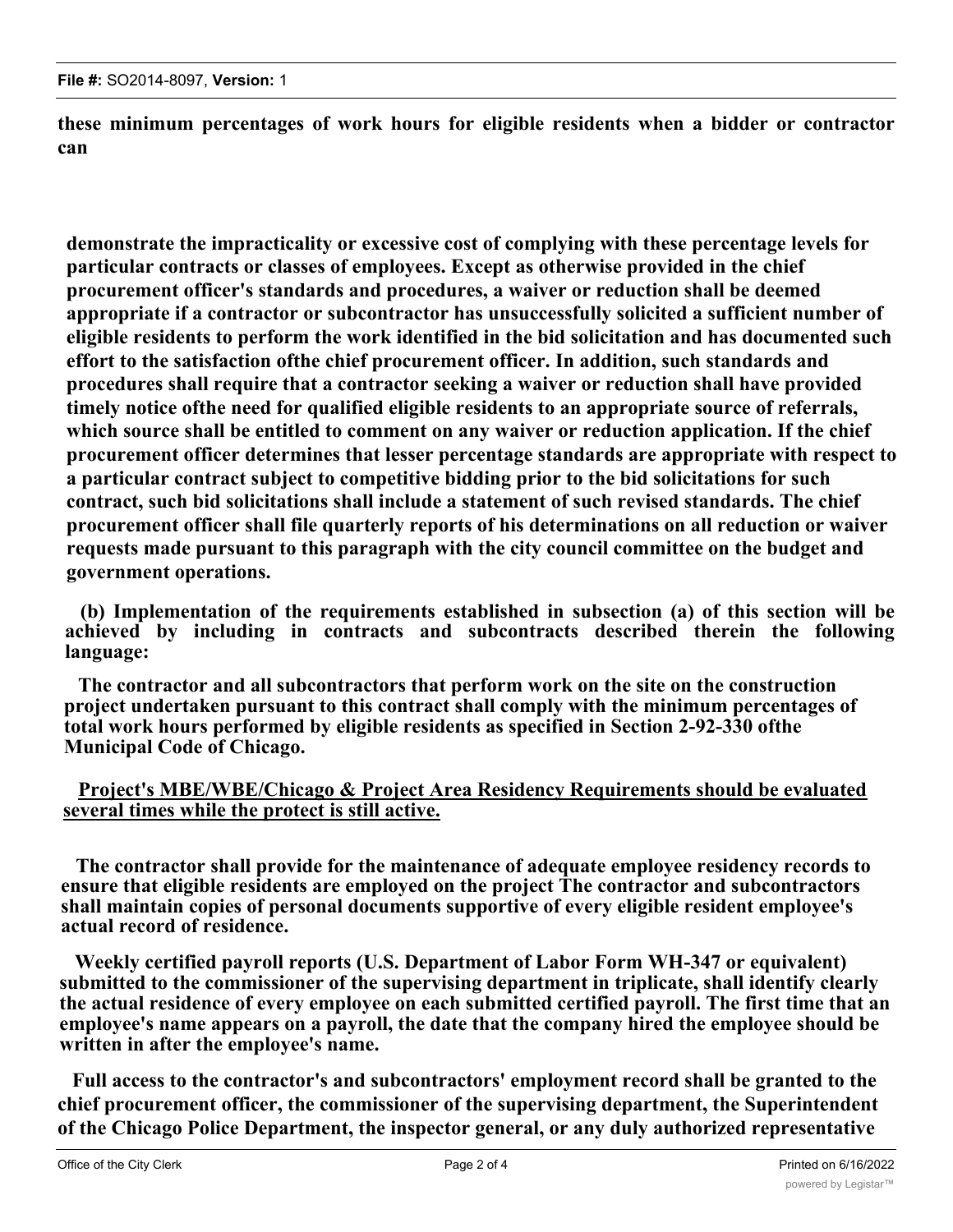**these minimum percentages of work hours for eligible residents when a bidder or contractor can**

**demonstrate the impracticality or excessive cost of complying with these percentage levels for particular contracts or classes of employees. Except as otherwise provided in the chief procurement officer's standards and procedures, a waiver or reduction shall be deemed appropriate if a contractor or subcontractor has unsuccessfully solicited a sufficient number of eligible residents to perform the work identified in the bid solicitation and has documented such effort to the satisfaction ofthe chief procurement officer. In addition, such standards and procedures shall require that a contractor seeking a waiver or reduction shall have provided timely notice ofthe need for qualified eligible residents to an appropriate source of referrals, which source shall be entitled to comment on any waiver or reduction application. If the chief procurement officer determines that lesser percentage standards are appropriate with respect to a particular contract subject to competitive bidding prior to the bid solicitations for such contract, such bid solicitations shall include a statement of such revised standards. The chief procurement officer shall file quarterly reports of his determinations on all reduction or waiver requests made pursuant to this paragraph with the city council committee on the budget and government operations.**

**(b) Implementation of the requirements established in subsection (a) of this section will be achieved by including in contracts and subcontracts described therein the following language:**

**The contractor and all subcontractors that perform work on the site on the construction project undertaken pursuant to this contract shall comply with the minimum percentages of total work hours performed by eligible residents as specified in Section 2-92-330 ofthe Municipal Code of Chicago.**

<u>**Project's MBE/WBE/Chicago & Project Area Residency Requirements should be evaluated several times while the protect is still active.**</u>

**The contractor shall provide for the maintenance of adequate employee residency records to ensure that eligible residents are employed on the project The contractor and subcontractors shall maintain copies of personal documents supportive of every eligible resident employee's actual record of residence.**

**Weekly certified payroll reports (U.S. Department of Labor Form WH-347 or equivalent) submitted to the commissioner of the supervising department in triplicate, shall identify clearly the actual residence of every employee on each submitted certified payroll. The first time that an employee's name appears on a payroll, the date that the company hired the employee should be written in after the employee's name.**

**Full access to the contractor's and subcontractors' employment record shall be granted to the chief procurement officer, the commissioner of the supervising department, the Superintendent of the Chicago Police Department, the inspector general, or any duly authorized representative**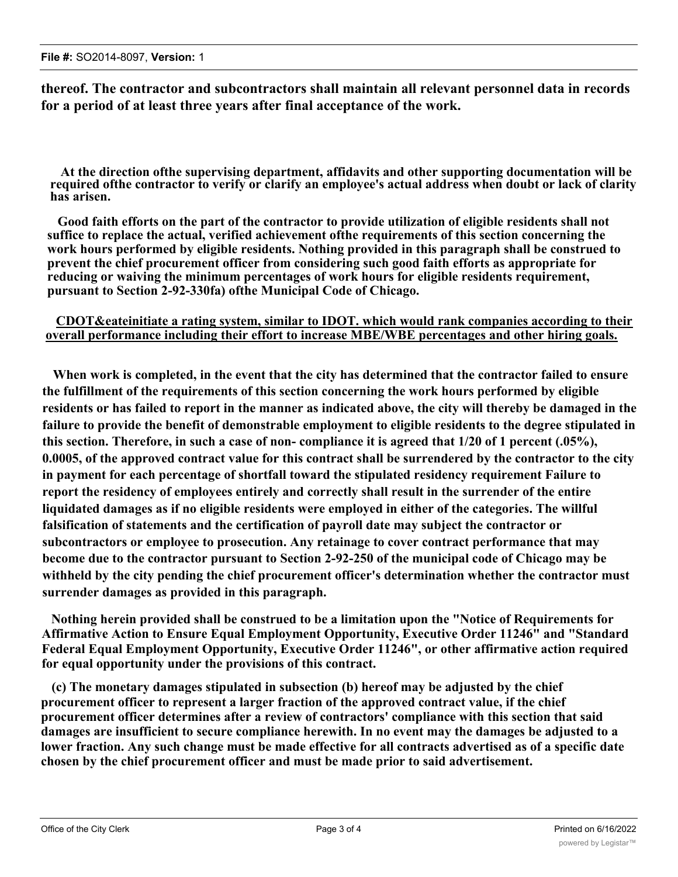**thereof. The contractor and subcontractors shall maintain all relevant personnel data in records for a period of at least three years after final acceptance of the work.**

**At the direction ofthe supervising department, affidavits and other supporting documentation will be required ofthe contractor to verify or clarify an employee's actual address when doubt or lack of clarity has arisen.**

**Good faith efforts on the part of the contractor to provide utilization of eligible residents shall not suffice to replace the actual, verified achievement ofthe requirements of this section concerning the work hours performed by eligible residents. Nothing provided in this paragraph shall be construed to prevent the chief procurement officer from considering such good faith efforts as appropriate for reducing or waiving the minimum percentages of work hours for eligible residents requirement, pursuant to Section 2-92-330fa) ofthe Municipal Code of Chicago.**

<u>**CDOT&eateinitiate a rating system, similar to IDOT. which would rank companies according to their overall performance including their effort to increase MBE/WBE percentages and other hiring goals.**</u>

**When work is completed, in the event that the city has determined that the contractor failed to ensure the fulfillment of the requirements of this section concerning the work hours performed by eligible residents or has failed to report in the manner as indicated above, the city will thereby be damaged in the failure to provide the benefit of demonstrable employment to eligible residents to the degree stipulated in this section. Therefore, in such a case of non- compliance it is agreed that 1/20 of 1 percent (.05%), 0.0005, of the approved contract value for this contract shall be surrendered by the contractor to the city in payment for each percentage of shortfall toward the stipulated residency requirement Failure to report the residency of employees entirely and correctly shall result in the surrender of the entire liquidated damages as if no eligible residents were employed in either of the categories. The willful falsification of statements and the certification of payroll date may subject the contractor or subcontractors or employee to prosecution. Any retainage to cover contract performance that may become due to the contractor pursuant to Section 2-92-250 of the municipal code of Chicago may be withheld by the city pending the chief procurement officer's determination whether the contractor must surrender damages as provided in this paragraph.**

**Nothing herein provided shall be construed to be a limitation upon the "Notice of Requirements for Affirmative Action to Ensure Equal Employment Opportunity, Executive Order 11246" and "Standard Federal Equal Employment Opportunity, Executive Order 11246", or other affirmative action required for equal opportunity under the provisions of this contract.**

**(c) The monetary damages stipulated in subsection (b) hereof may be adjusted by the chief procurement officer to represent a larger fraction of the approved contract value, if the chief procurement officer determines after a review of contractors' compliance with this section that said damages are insufficient to secure compliance herewith. In no event may the damages be adjusted to a lower fraction. Any such change must be made effective for all contracts advertised as of a specific date chosen by the chief procurement officer and must be made prior to said advertisement.**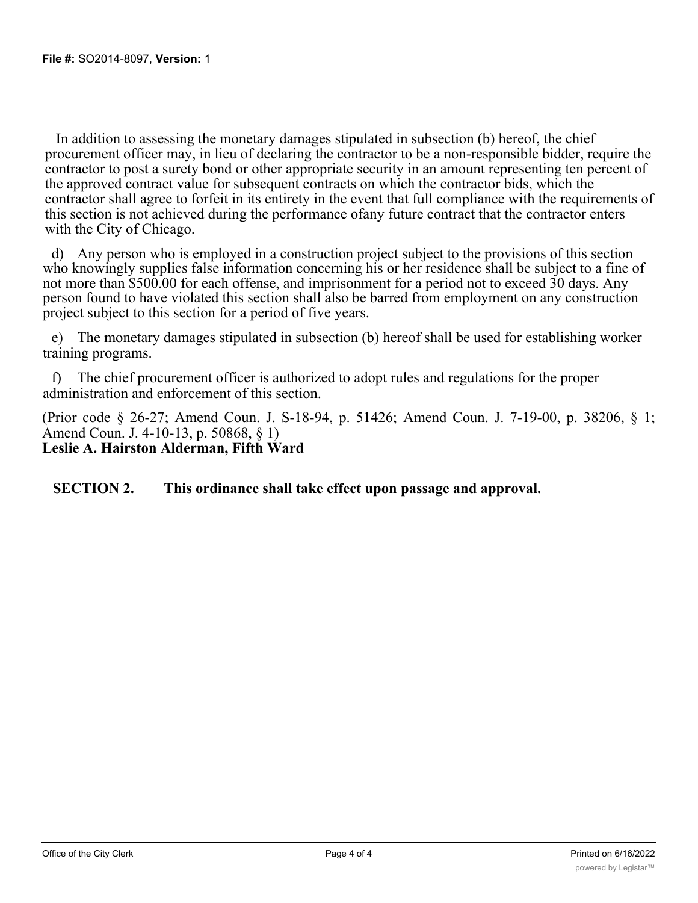In addition to assessing the monetary damages stipulated in subsection (b) hereof, the chief procurement officer may, in lieu of declaring the contractor to be a non-responsible bidder, require the contractor to post a surety bond or other appropriate security in an amount representing ten percent of the approved contract value for subsequent contracts on which the contractor bids, which the contractor shall agree to forfeit in its entirety in the event that full compliance with the requirements of this section is not achieved during the performance ofany future contract that the contractor enters with the City of Chicago.

d) Any person who is employed in a construction project subject to the provisions of this section who knowingly supplies false information concerning his or her residence shall be subject to a fine of not more than $500.00 for each offense, and imprisonment for a period not to exceed 30 days. Any person found to have violated this section shall also be barred from employment on any construction project subject to this section for a period of five years.

e) The monetary damages stipulated in subsection (b) hereof shall be used for establishing worker training programs.

f) The chief procurement officer is authorized to adopt rules and regulations for the proper administration and enforcement of this section.

(Prior code § 26-27; Amend Coun. J. S-18-94, p. 51426; Amend Coun. J. 7-19-00, p. 38206, § 1; Amend Coun. J. 4-10-13, p. 50868, § 1)

**Leslie A. Hairston Alderman, Fifth Ward**

**SECTION 2. This ordinance shall take effect upon passage and approval.**